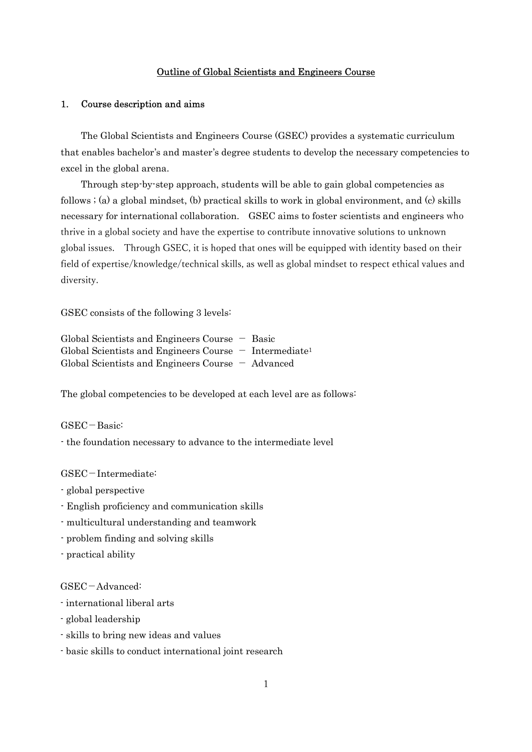# Outline of Global Scientists and Engineers Course

## 1. Course description and aims

The Global Scientists and Engineers Course (GSEC) provides a systematic curriculum that enables bachelor's and master's degree students to develop the necessary competencies to excel in the global arena.

Through step-by-step approach, students will be able to gain global competencies as follows ; (a) a global mindset, (b) practical skills to work in global environment, and (c) skills necessary for international collaboration. GSEC aims to foster scientists and engineers who thrive in a global society and have the expertise to contribute innovative solutions to unknown global issues. Through GSEC, it is hoped that ones will be equipped with identity based on their field of expertise/knowledge/technical skills, as well as global mindset to respect ethical values and diversity.

GSEC consists of the following 3 levels:

Global Scientists and Engineers Course － Basic
Global Scientists and Engineers Course － Intermediate[1]
Global Scientists and Engineers Course － Advanced

The global competencies to be developed at each level are as follows:

GSEC－Basic:
- the foundation necessary to advance to the intermediate level

GSEC－Intermediate:
- global perspective
- English proficiency and communication skills
- multicultural understanding and teamwork
- problem finding and solving skills
- practical ability

GSEC－Advanced:
- international liberal arts
- global leadership
- skills to bring new ideas and values
- basic skills to conduct international joint research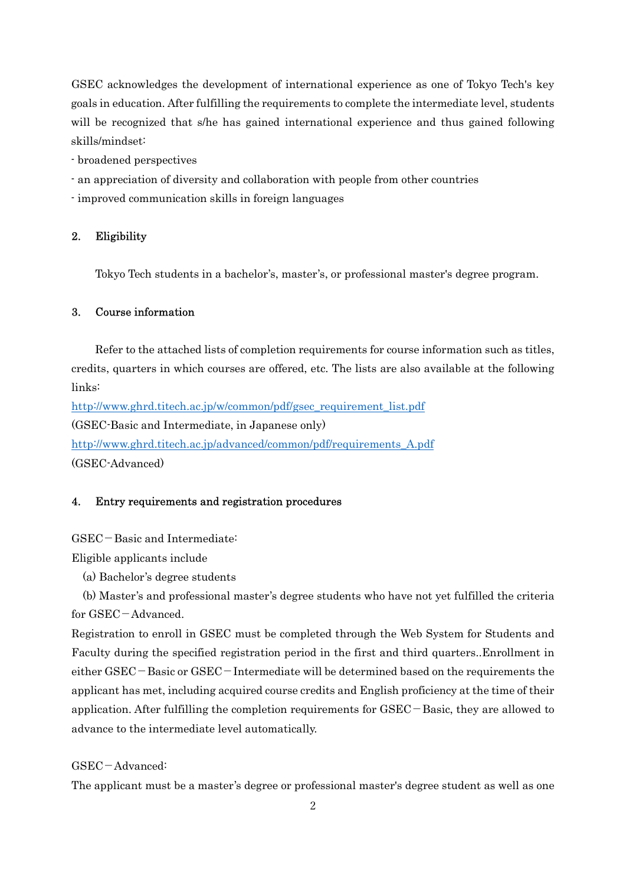GSEC acknowledges the development of international experience as one of Tokyo Tech's key goals in education. After fulfilling the requirements to complete the intermediate level, students will be recognized that s/he has gained international experience and thus gained following skills/mindset:

- broadened perspectives
- an appreciation of diversity and collaboration with people from other countries
- improved communication skills in foreign languages

## 2. Eligibility

Tokyo Tech students in a bachelor's, master's, or professional master's degree program.

## 3. Course information

Refer to the attached lists of completion requirements for course information such as titles, credits, quarters in which courses are offered, etc. The lists are also available at the following links:

http://www.ghrd.titech.ac.jp/w/common/pdf/gsec_requirement_list.pdf
(GSEC-Basic and Intermediate, in Japanese only)

http://www.ghrd.titech.ac.jp/advanced/common/pdf/requirements_A.pdf
(GSEC-Advanced)

## 4. Entry requirements and registration procedures

GSEC－Basic and Intermediate:

Eligible applicants include

(a) Bachelor's degree students

(b) Master's and professional master's degree students who have not yet fulfilled the criteria for GSEC－Advanced.

Registration to enroll in GSEC must be completed through the Web System for Students and Faculty during the specified registration period in the first and third quarters..Enrollment in either GSEC－Basic or GSEC－Intermediate will be determined based on the requirements the applicant has met, including acquired course credits and English proficiency at the time of their application. After fulfilling the completion requirements for GSEC－Basic, they are allowed to advance to the intermediate level automatically.

GSEC－Advanced:

The applicant must be a master's degree or professional master's degree student as well as one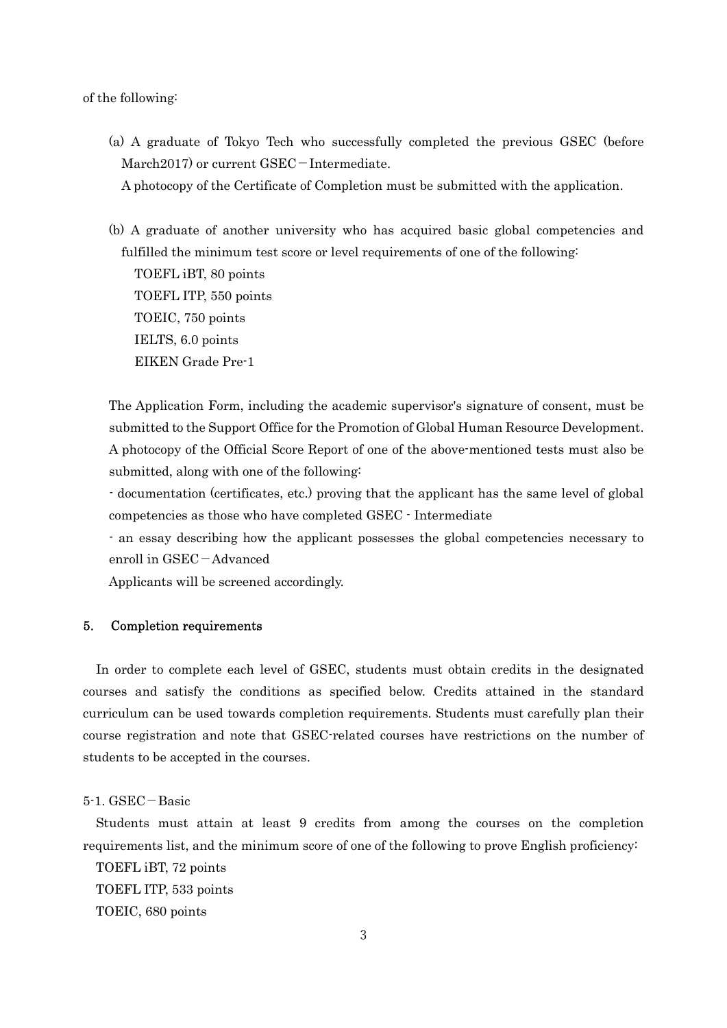of the following:

(a) A graduate of Tokyo Tech who successfully completed the previous GSEC (before March2017) or current GSEC－Intermediate.
A photocopy of the Certificate of Completion must be submitted with the application.

(b) A graduate of another university who has acquired basic global competencies and fulfilled the minimum test score or level requirements of one of the following:
TOEFL iBT, 80 points
TOEFL ITP, 550 points
TOEIC, 750 points
IELTS, 6.0 points
EIKEN Grade Pre-1

The Application Form, including the academic supervisor's signature of consent, must be submitted to the Support Office for the Promotion of Global Human Resource Development. A photocopy of the Official Score Report of one of the above-mentioned tests must also be submitted, along with one of the following:

- documentation (certificates, etc.) proving that the applicant has the same level of global competencies as those who have completed GSEC - Intermediate
- an essay describing how the applicant possesses the global competencies necessary to enroll in GSEC－Advanced

Applicants will be screened accordingly.

## 5. Completion requirements

In order to complete each level of GSEC, students must obtain credits in the designated courses and satisfy the conditions as specified below. Credits attained in the standard curriculum can be used towards completion requirements. Students must carefully plan their course registration and note that GSEC-related courses have restrictions on the number of students to be accepted in the courses.

### 5-1. GSEC－Basic

Students must attain at least 9 credits from among the courses on the completion requirements list, and the minimum score of one of the following to prove English proficiency:

TOEFL iBT, 72 points
TOEFL ITP, 533 points
TOEIC, 680 points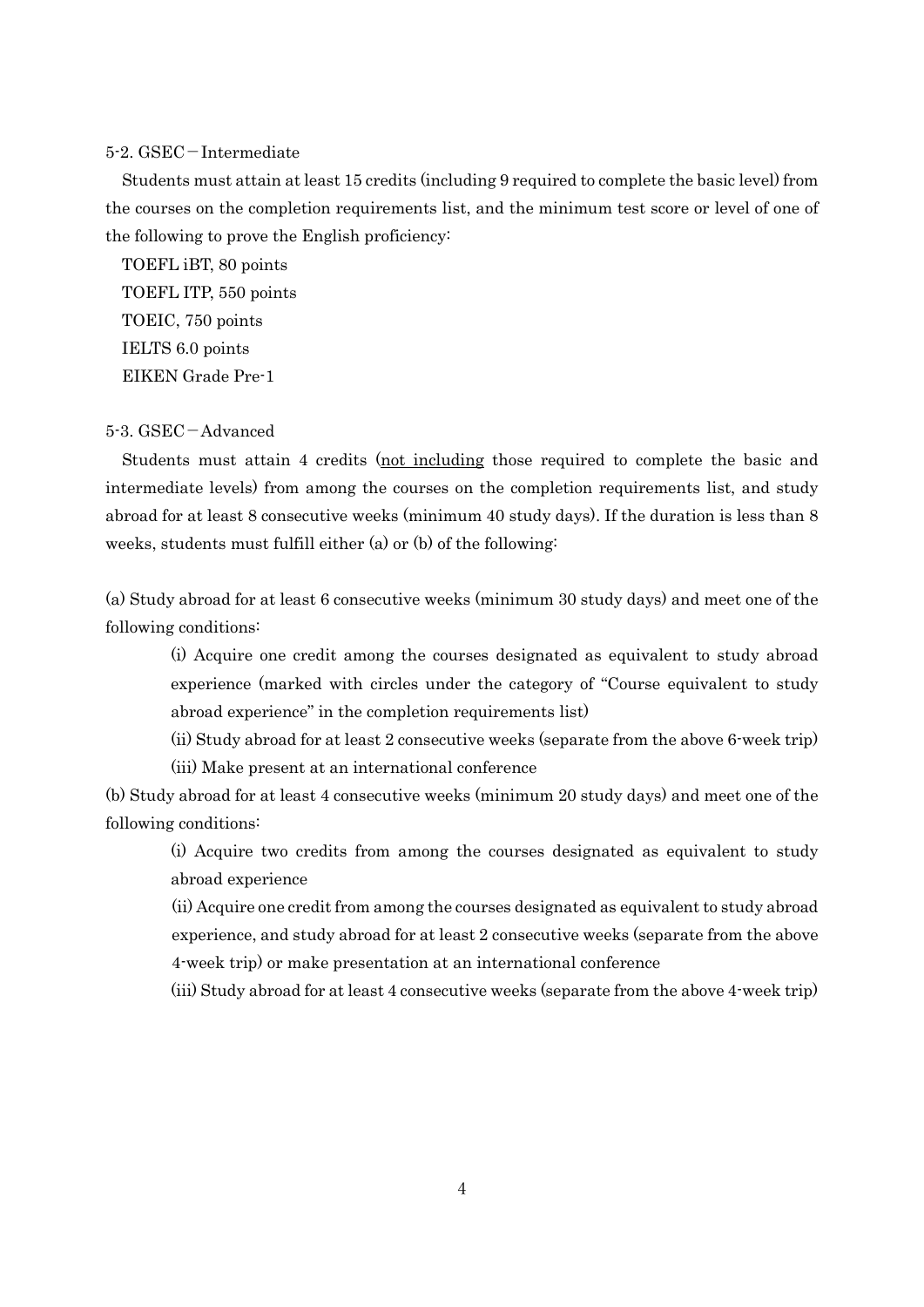### 5-2. GSEC－Intermediate

Students must attain at least 15 credits (including 9 required to complete the basic level) from the courses on the completion requirements list, and the minimum test score or level of one of the following to prove the English proficiency:

TOEFL iBT, 80 points
TOEFL ITP, 550 points
TOEIC, 750 points
IELTS 6.0 points
EIKEN Grade Pre-1

### 5-3. GSEC－Advanced

Students must attain 4 credits (<u>not including</u> those required to complete the basic and intermediate levels) from among the courses on the completion requirements list, and study abroad for at least 8 consecutive weeks (minimum 40 study days). If the duration is less than 8 weeks, students must fulfill either (a) or (b) of the following:

(a) Study abroad for at least 6 consecutive weeks (minimum 30 study days) and meet one of the following conditions:

- (i) Acquire one credit among the courses designated as equivalent to study abroad experience (marked with circles under the category of "Course equivalent to study abroad experience" in the completion requirements list)
- (ii) Study abroad for at least 2 consecutive weeks (separate from the above 6-week trip)
- (iii) Make present at an international conference

(b) Study abroad for at least 4 consecutive weeks (minimum 20 study days) and meet one of the following conditions:

- (i) Acquire two credits from among the courses designated as equivalent to study abroad experience
- (ii) Acquire one credit from among the courses designated as equivalent to study abroad experience, and study abroad for at least 2 consecutive weeks (separate from the above 4-week trip) or make presentation at an international conference
- (iii) Study abroad for at least 4 consecutive weeks (separate from the above 4-week trip)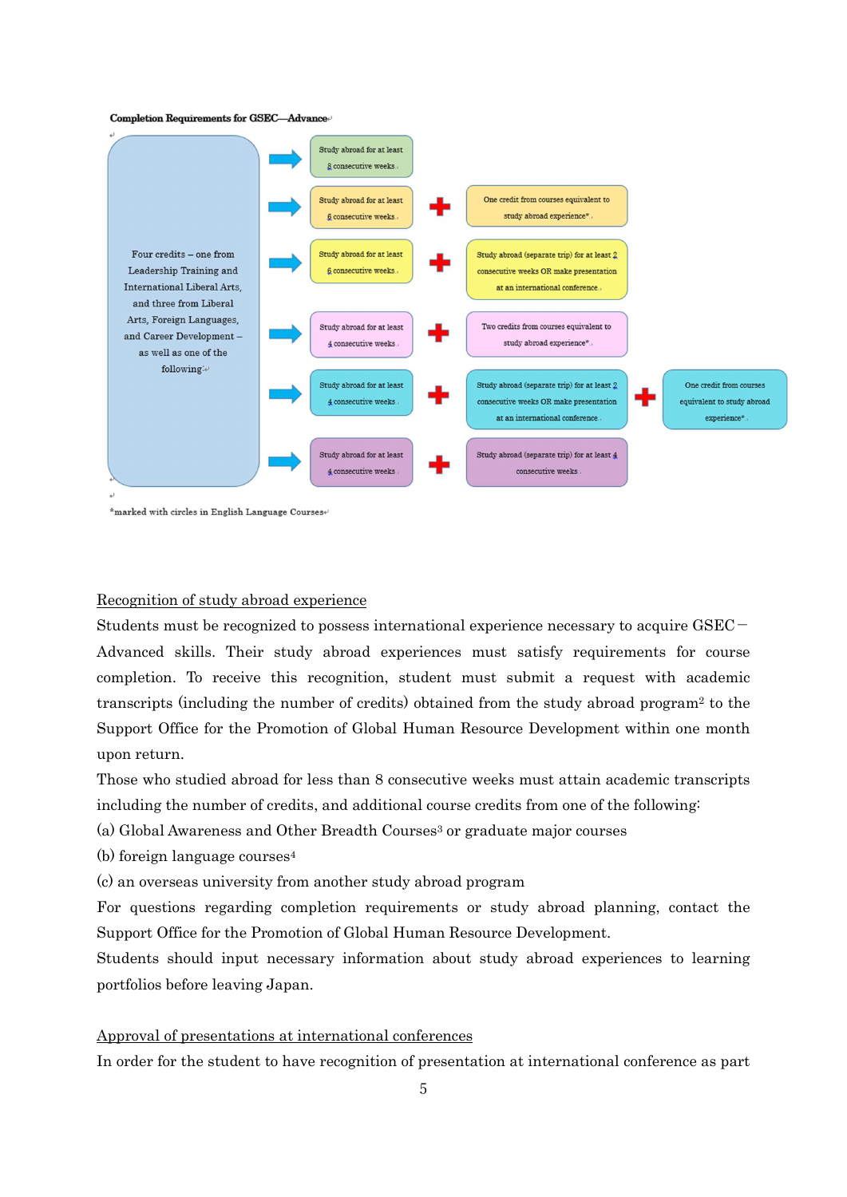**Completion Requirements for GSEC—Advance**

Four credits – one from Leadership Training and International Liberal Arts, and three from Liberal Arts, Foreign Languages, and Career Development – as well as one of the following:

| Option | Requirement | | |
| --- | --- | --- | --- |
| 1 | Study abroad for at least 8 consecutive weeks | | |
| 2 | Study abroad for at least 6 consecutive weeks | + One credit from courses equivalent to study abroad experience* | |
| 3 | Study abroad for at least 6 consecutive weeks | + Study abroad (separate trip) for at least 2 consecutive weeks OR make presentation at an international conference | |
| 4 | Study abroad for at least 4 consecutive weeks | + Two credits from courses equivalent to study abroad experience* | |
| 5 | Study abroad for at least 4 consecutive weeks | + Study abroad (separate trip) for at least 2 consecutive weeks OR make presentation at an international conference | + One credit from courses equivalent to study abroad experience* |
| 6 | Study abroad for at least 4 consecutive weeks | + Study abroad (separate trip) for at least 4 consecutive weeks | |

*marked with circles in English Language Courses

Recognition of study abroad experience

Students must be recognized to possess international experience necessary to acquire GSEC－Advanced skills. Their study abroad experiences must satisfy requirements for course completion. To receive this recognition, student must submit a request with academic transcripts (including the number of credits) obtained from the study abroad program[2] to the Support Office for the Promotion of Global Human Resource Development within one month upon return.

Those who studied abroad for less than 8 consecutive weeks must attain academic transcripts including the number of credits, and additional course credits from one of the following:

(a) Global Awareness and Other Breadth Courses[3] or graduate major courses

(b) foreign language courses[4]

(c) an overseas university from another study abroad program

For questions regarding completion requirements or study abroad planning, contact the Support Office for the Promotion of Global Human Resource Development.

Students should input necessary information about study abroad experiences to learning portfolios before leaving Japan.

Approval of presentations at international conferences

In order for the student to have recognition of presentation at international conference as part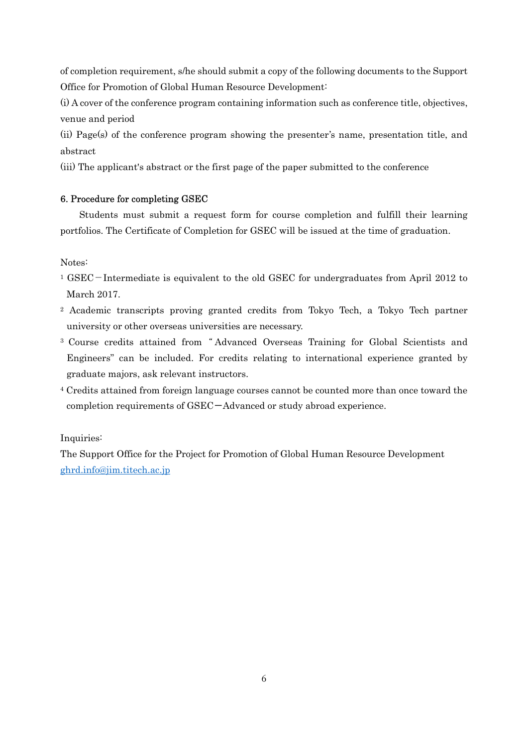of completion requirement, s/he should submit a copy of the following documents to the Support Office for Promotion of Global Human Resource Development:

(i) A cover of the conference program containing information such as conference title, objectives, venue and period

(ii) Page(s) of the conference program showing the presenter's name, presentation title, and abstract

(iii) The applicant's abstract or the first page of the paper submitted to the conference

**6. Procedure for completing GSEC**

Students must submit a request form for course completion and fulfill their learning portfolios. The Certificate of Completion for GSEC will be issued at the time of graduation.

Notes:

[1] GSEC－Intermediate is equivalent to the old GSEC for undergraduates from April 2012 to March 2017.

[2] Academic transcripts proving granted credits from Tokyo Tech, a Tokyo Tech partner university or other overseas universities are necessary.

[3] Course credits attained from "Advanced Overseas Training for Global Scientists and Engineers" can be included. For credits relating to international experience granted by graduate majors, ask relevant instructors.

[4] Credits attained from foreign language courses cannot be counted more than once toward the completion requirements of GSEC－Advanced or study abroad experience.

Inquiries:

The Support Office for the Project for Promotion of Global Human Resource Development

ghrd.info@jim.titech.ac.jp